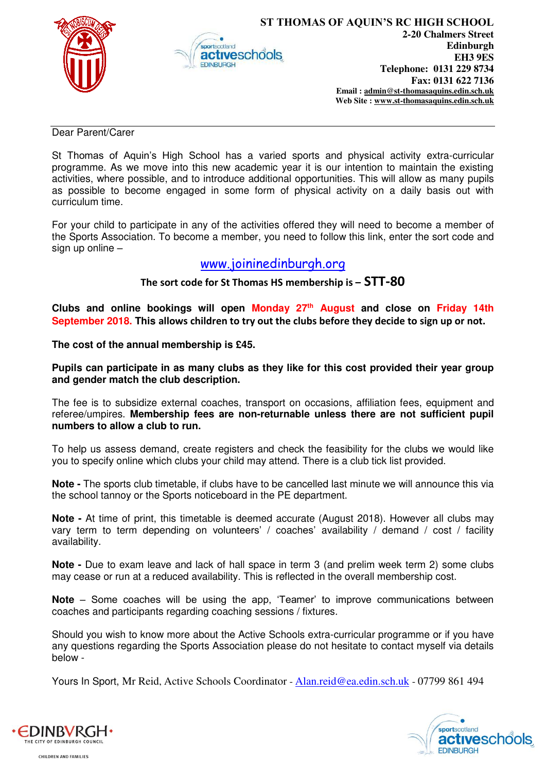**ST THOMAS OF AQUIN'S RC HIGH SCHOOL**
**2-20 Chalmers Street**
**Edinburgh**
**EH3 9ES**
**Telephone: 0131 229 8734**
**Fax: 0131 622 7136**
**Email : admin@st-thomasaquins.edin.sch.uk**
**Web Site : www.st-thomasaquins.edin.sch.uk**

---

Dear Parent/Carer

St Thomas of Aquin's High School has a varied sports and physical activity extra-curricular programme. As we move into this new academic year it is our intention to maintain the existing activities, where possible, and to introduce additional opportunities. This will allow as many pupils as possible to become engaged in some form of physical activity on a daily basis out with curriculum time.

For your child to participate in any of the activities offered they will need to become a member of the Sports Association. To become a member, you need to follow this link, enter the sort code and sign up online –

www.joininedinburgh.org

**The sort code for St Thomas HS membership is – STT-80**

**Clubs and online bookings will open Monday 27th August and close on Friday 14th September 2018. This allows children to try out the clubs before they decide to sign up or not.**

**The cost of the annual membership is £45.**

**Pupils can participate in as many clubs as they like for this cost provided their year group and gender match the club description.**

The fee is to subsidize external coaches, transport on occasions, affiliation fees, equipment and referee/umpires. **Membership fees are non-returnable unless there are not sufficient pupil numbers to allow a club to run.**

To help us assess demand, create registers and check the feasibility for the clubs we would like you to specify online which clubs your child may attend. There is a club tick list provided.

**Note -** The sports club timetable, if clubs have to be cancelled last minute we will announce this via the school tannoy or the Sports noticeboard in the PE department.

**Note -** At time of print, this timetable is deemed accurate (August 2018). However all clubs may vary term to term depending on volunteers' / coaches' availability / demand / cost / facility availability.

**Note -** Due to exam leave and lack of hall space in term 3 (and prelim week term 2) some clubs may cease or run at a reduced availability. This is reflected in the overall membership cost.

**Note** – Some coaches will be using the app, 'Teamer' to improve communications between coaches and participants regarding coaching sessions / fixtures.

Should you wish to know more about the Active Schools extra-curricular programme or if you have any questions regarding the Sports Association please do not hesitate to contact myself via details below -

Yours In Sport, Mr Reid, Active Schools Coordinator - Alan.reid@ea.edin.sch.uk - 07799 861 494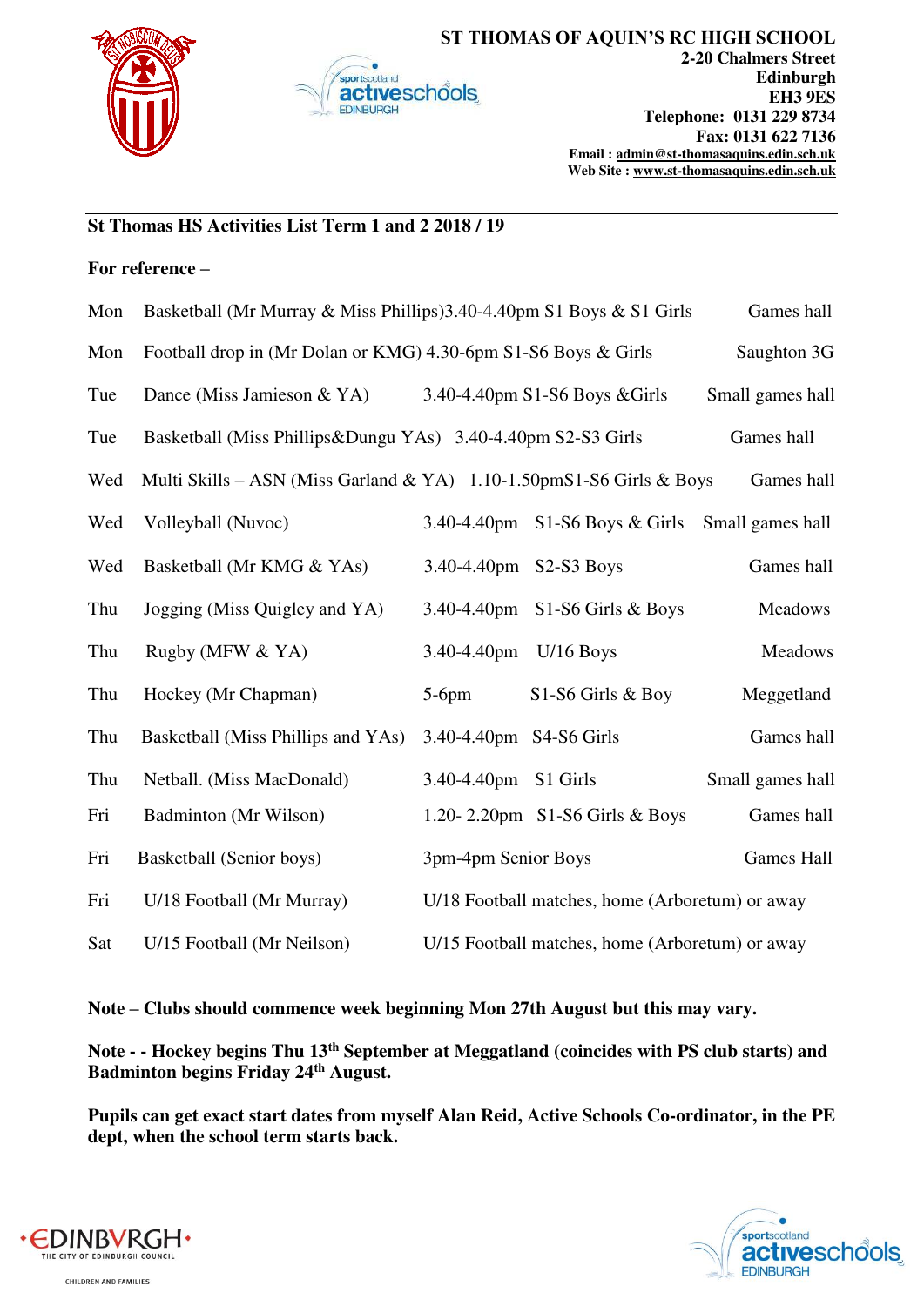**ST THOMAS OF AQUIN'S RC HIGH SCHOOL**
**2-20 Chalmers Street**
**Edinburgh**
**EH3 9ES**
**Telephone: 0131 229 8734**
**Fax: 0131 622 7136**
**Email : admin@st-thomasaquins.edin.sch.uk**
**Web Site : www.st-thomasaquins.edin.sch.uk**

---

**St Thomas HS Activities List Term 1 and 2 2018 / 19**

**For reference –**

| | | | | |
|---|---|---|---|---|
| Mon | Basketball (Mr Murray & Miss Phillips) | 3.40-4.40pm | S1 Boys & S1 Girls | Games hall |
| Mon | Football drop in (Mr Dolan or KMG) | 4.30-6pm | S1-S6 Boys & Girls | Saughton 3G |
| Tue | Dance (Miss Jamieson & YA) | 3.40-4.40pm | S1-S6 Boys &Girls | Small games hall |
| Tue | Basketball (Miss Phillips&Dungu YAs) | 3.40-4.40pm | S2-S3 Girls | Games hall |
| Wed | Multi Skills – ASN (Miss Garland & YA) | 1.10-1.50pm | S1-S6 Girls & Boys | Games hall |
| Wed | Volleyball (Nuvoc) | 3.40-4.40pm | S1-S6 Boys & Girls | Small games hall |
| Wed | Basketball (Mr KMG & YAs) | 3.40-4.40pm | S2-S3 Boys | Games hall |
| Thu | Jogging (Miss Quigley and YA) | 3.40-4.40pm | S1-S6 Girls & Boys | Meadows |
| Thu | Rugby (MFW & YA) | 3.40-4.40pm | U/16 Boys | Meadows |
| Thu | Hockey (Mr Chapman) | 5-6pm | S1-S6 Girls & Boy | Meggetland |
| Thu | Basketball (Miss Phillips and YAs) | 3.40-4.40pm | S4-S6 Girls | Games hall |
| Thu | Netball. (Miss MacDonald) | 3.40-4.40pm | S1 Girls | Small games hall |
| Fri | Badminton (Mr Wilson) | 1.20- 2.20pm | S1-S6 Girls & Boys | Games hall |
| Fri | Basketball (Senior boys) | 3pm-4pm | Senior Boys | Games Hall |
| Fri | U/18 Football (Mr Murray) | U/18 Football matches, home (Arboretum) or away | | |
| Sat | U/15 Football (Mr Neilson) | U/15 Football matches, home (Arboretum) or away | | |

**Note – Clubs should commence week beginning Mon 27th August but this may vary.**

**Note - - Hockey begins Thu 13th September at Meggatland (coincides with PS club starts) and Badminton begins Friday 24th August.**

**Pupils can get exact start dates from myself Alan Reid, Active Schools Co-ordinator, in the PE dept, when the school term starts back.**